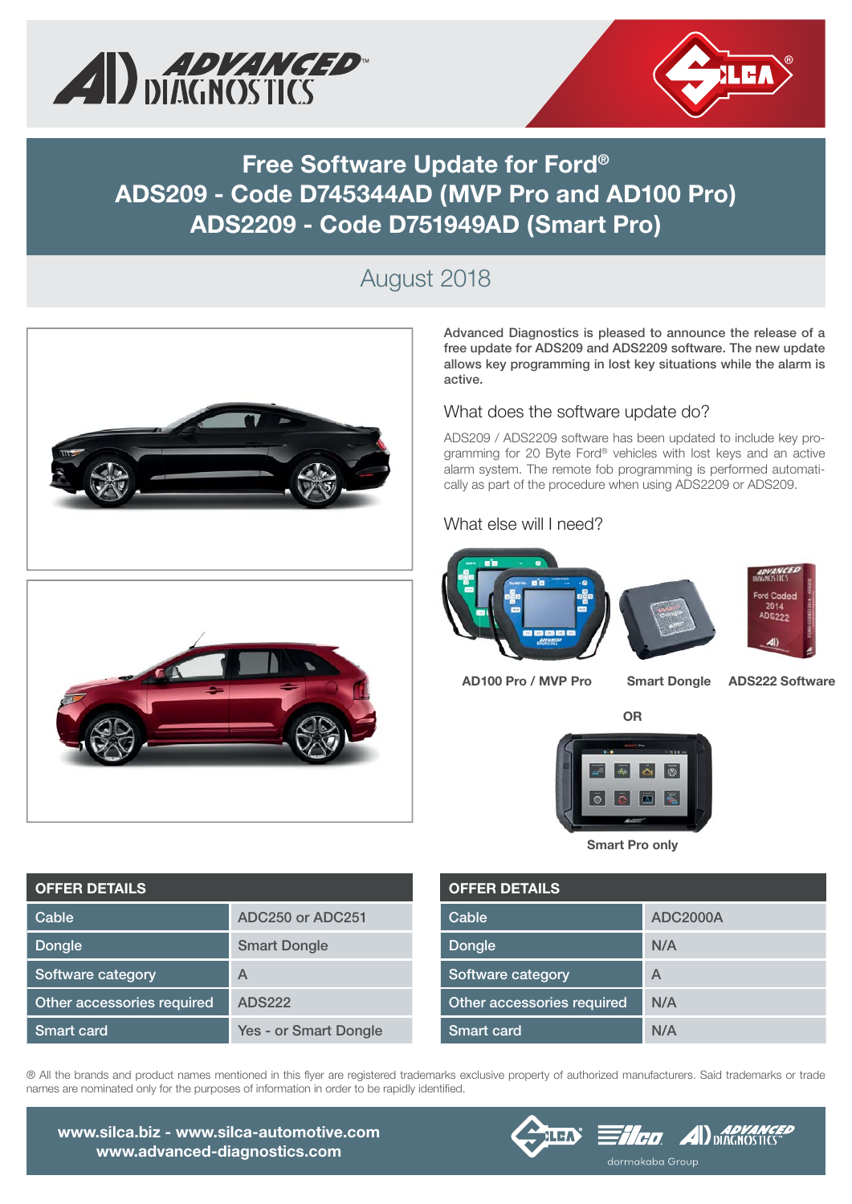# Free Software Update for Ford®
# ADS209 - Code D745344AD (MVP Pro and AD100 Pro)
# ADS2209 - Code D751949AD (Smart Pro)

## August 2018

**Advanced Diagnostics is pleased to announce the release of a free update for ADS209 and ADS2209 software. The new update allows key programming in lost key situations while the alarm is active.**

### What does the software update do?

ADS209 / ADS2209 software has been updated to include key programming for 20 Byte Ford® vehicles with lost keys and an active alarm system. The remote fob programming is performed automatically as part of the procedure when using ADS2209 or ADS209.

### What else will I need?

**AD100 Pro / MVP Pro** **Smart Dongle** **ADS222 Software**

**OR**

**Smart Pro only**

| OFFER DETAILS | |
|---|---|
| Cable | ADC250 or ADC251 |
| Dongle | Smart Dongle |
| Software category | A |
| Other accessories required | ADS222 |
| Smart card | Yes - or Smart Dongle |

| OFFER DETAILS | |
|---|---|
| Cable | ADC2000A |
| Dongle | N/A |
| Software category | A |
| Other accessories required | N/A |
| Smart card | N/A |

® All the brands and product names mentioned in this flyer are registered trademarks exclusive property of authorized manufacturers. Said trademarks or trade names are nominated only for the purposes of information in order to be rapidly identified.

**www.silca.biz - www.silca-automotive.com**
**www.advanced-diagnostics.com**

dormakaba Group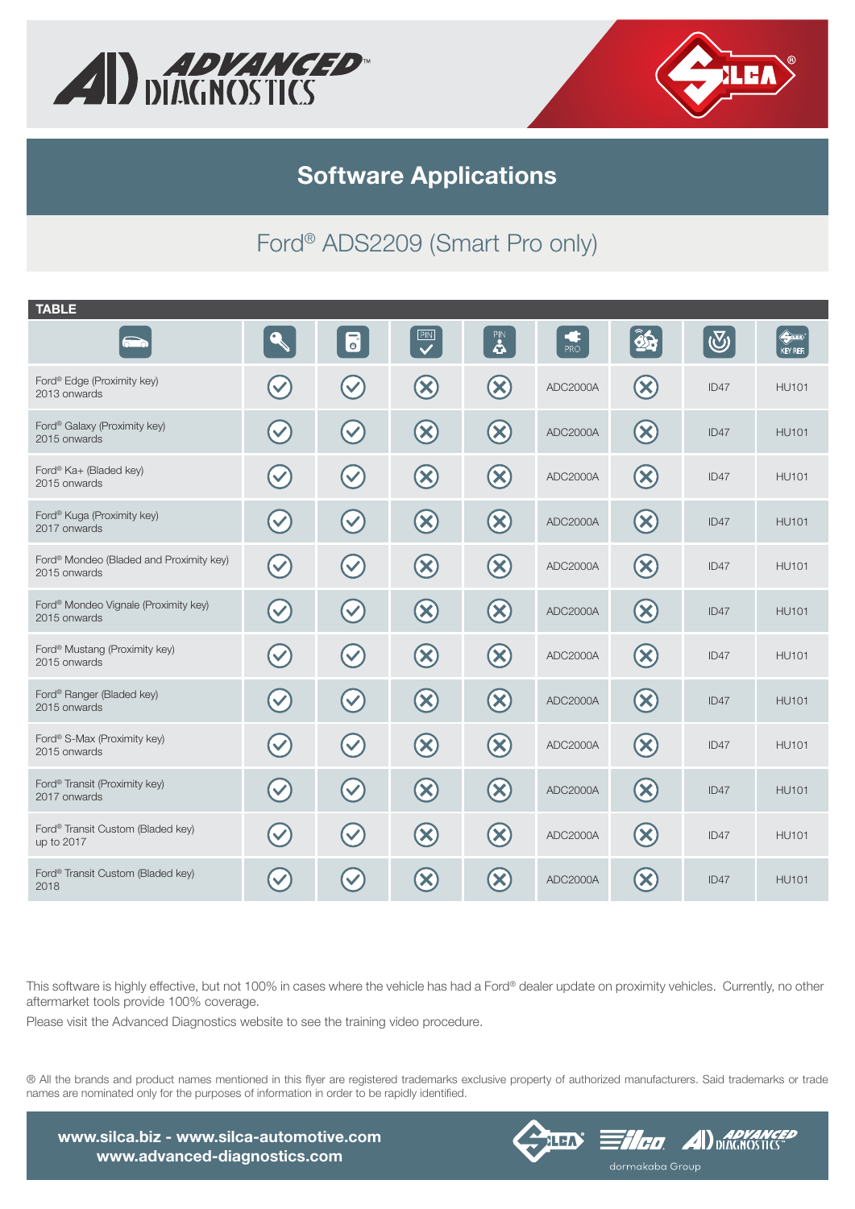# Software Applications

## Ford® ADS2209 (Smart Pro only)

**TABLE**

| Vehicle | Key | Remote | PIN | PIN | PRO | | | KEY REF. |
|---|---|---|---|---|---|---|---|---|
| Ford® Edge (Proximity key) 2013 onwards | ✓ | ✓ | ✗ | ✗ | ADC2000A | ✗ | ID47 | HU101 |
| Ford® Galaxy (Proximity key) 2015 onwards | ✓ | ✓ | ✗ | ✗ | ADC2000A | ✗ | ID47 | HU101 |
| Ford® Ka+ (Bladed key) 2015 onwards | ✓ | ✓ | ✗ | ✗ | ADC2000A | ✗ | ID47 | HU101 |
| Ford® Kuga (Proximity key) 2017 onwards | ✓ | ✓ | ✗ | ✗ | ADC2000A | ✗ | ID47 | HU101 |
| Ford® Mondeo (Bladed and Proximity key) 2015 onwards | ✓ | ✓ | ✗ | ✗ | ADC2000A | ✗ | ID47 | HU101 |
| Ford® Mondeo Vignale (Proximity key) 2015 onwards | ✓ | ✓ | ✗ | ✗ | ADC2000A | ✗ | ID47 | HU101 |
| Ford® Mustang (Proximity key) 2015 onwards | ✓ | ✓ | ✗ | ✗ | ADC2000A | ✗ | ID47 | HU101 |
| Ford® Ranger (Bladed key) 2015 onwards | ✓ | ✓ | ✗ | ✗ | ADC2000A | ✗ | ID47 | HU101 |
| Ford® S-Max (Proximity key) 2015 onwards | ✓ | ✓ | ✗ | ✗ | ADC2000A | ✗ | ID47 | HU101 |
| Ford® Transit (Proximity key) 2017 onwards | ✓ | ✓ | ✗ | ✗ | ADC2000A | ✗ | ID47 | HU101 |
| Ford® Transit Custom (Bladed key) up to 2017 | ✓ | ✓ | ✗ | ✗ | ADC2000A | ✗ | ID47 | HU101 |
| Ford® Transit Custom (Bladed key) 2018 | ✓ | ✓ | ✗ | ✗ | ADC2000A | ✗ | ID47 | HU101 |

This software is highly effective, but not 100% in cases where the vehicle has had a Ford® dealer update on proximity vehicles. Currently, no other aftermarket tools provide 100% coverage.

Please visit the Advanced Diagnostics website to see the training video procedure.

® All the brands and product names mentioned in this flyer are registered trademarks exclusive property of authorized manufacturers. Said trademarks or trade names are nominated only for the purposes of information in order to be rapidly identified.

**www.silca.biz - www.silca-automotive.com**
**www.advanced-diagnostics.com**

dormakaba Group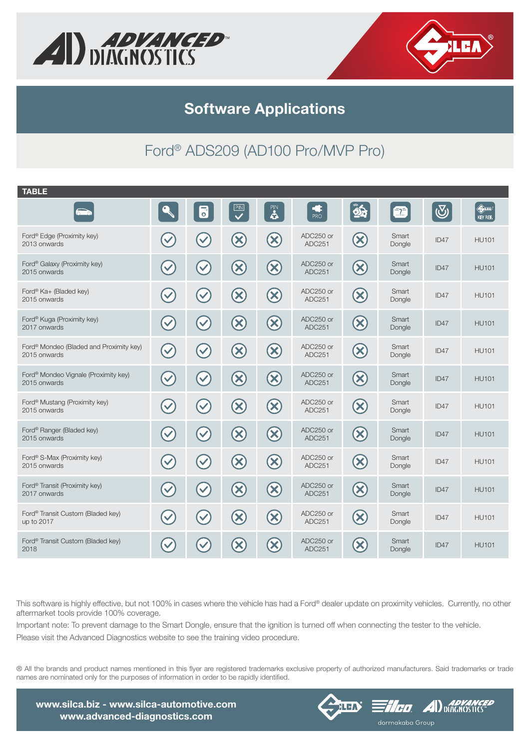## Software Applications

### Ford® ADS209 (AD100 Pro/MVP Pro)

**TABLE**

| | | | PIN | PIN | PRO | | | | KEY REF. |
|---|---|---|---|---|---|---|---|---|---|
| Ford® Edge (Proximity key) 2013 onwards | ✓ | ✓ | ✗ | ✗ | ADC250 or ADC251 | ✗ | Smart Dongle | ID47 | HU101 |
| Ford® Galaxy (Proximity key) 2015 onwards | ✓ | ✓ | ✗ | ✗ | ADC250 or ADC251 | ✗ | Smart Dongle | ID47 | HU101 |
| Ford® Ka+ (Bladed key) 2015 onwards | ✓ | ✓ | ✗ | ✗ | ADC250 or ADC251 | ✗ | Smart Dongle | ID47 | HU101 |
| Ford® Kuga (Proximity key) 2017 onwards | ✓ | ✓ | ✗ | ✗ | ADC250 or ADC251 | ✗ | Smart Dongle | ID47 | HU101 |
| Ford® Mondeo (Bladed and Proximity key) 2015 onwards | ✓ | ✓ | ✗ | ✗ | ADC250 or ADC251 | ✗ | Smart Dongle | ID47 | HU101 |
| Ford® Mondeo Vignale (Proximity key) 2015 onwards | ✓ | ✓ | ✗ | ✗ | ADC250 or ADC251 | ✗ | Smart Dongle | ID47 | HU101 |
| Ford® Mustang (Proximity key) 2015 onwards | ✓ | ✓ | ✗ | ✗ | ADC250 or ADC251 | ✗ | Smart Dongle | ID47 | HU101 |
| Ford® Ranger (Bladed key) 2015 onwards | ✓ | ✓ | ✗ | ✗ | ADC250 or ADC251 | ✗ | Smart Dongle | ID47 | HU101 |
| Ford® S-Max (Proximity key) 2015 onwards | ✓ | ✓ | ✗ | ✗ | ADC250 or ADC251 | ✗ | Smart Dongle | ID47 | HU101 |
| Ford® Transit (Proximity key) 2017 onwards | ✓ | ✓ | ✗ | ✗ | ADC250 or ADC251 | ✗ | Smart Dongle | ID47 | HU101 |
| Ford® Transit Custom (Bladed key) up to 2017 | ✓ | ✓ | ✗ | ✗ | ADC250 or ADC251 | ✗ | Smart Dongle | ID47 | HU101 |
| Ford® Transit Custom (Bladed key) 2018 | ✓ | ✓ | ✗ | ✗ | ADC250 or ADC251 | ✗ | Smart Dongle | ID47 | HU101 |

This software is highly effective, but not 100% in cases where the vehicle has had a Ford® dealer update on proximity vehicles. Currently, no other aftermarket tools provide 100% coverage.

Important note: To prevent damage to the Smart Dongle, ensure that the ignition is turned off when connecting the tester to the vehicle.

Please visit the Advanced Diagnostics website to see the training video procedure.

® All the brands and product names mentioned in this flyer are registered trademarks exclusive property of authorized manufacturers. Said trademarks or trade names are nominated only for the purposes of information in order to be rapidly identified.

**www.silca.biz - www.silca-automotive.com**
**www.advanced-diagnostics.com**

dormakaba Group